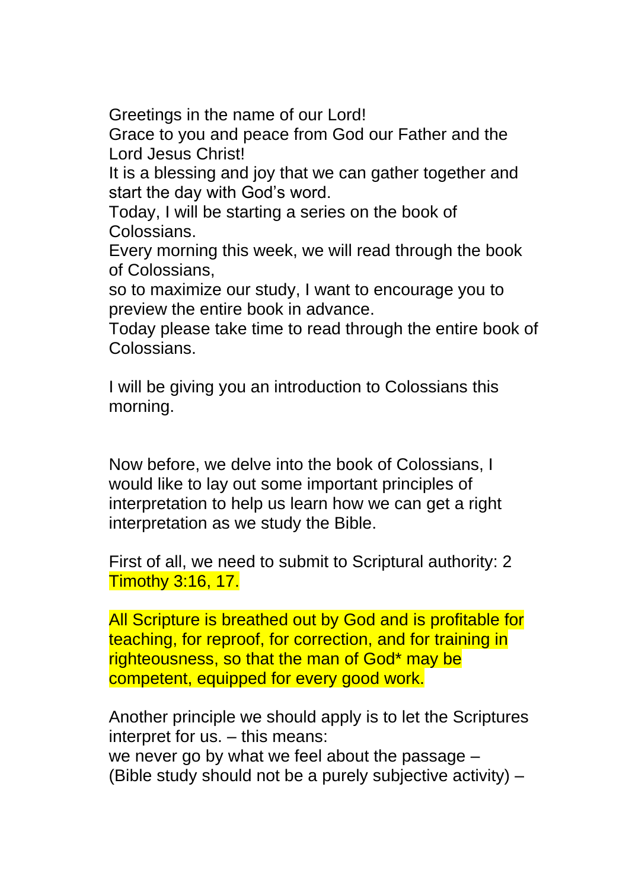Greetings in the name of our Lord!
Grace to you and peace from God our Father and the Lord Jesus Christ!
It is a blessing and joy that we can gather together and start the day with God's word.
Today, I will be starting a series on the book of Colossians.
Every morning this week, we will read through the book of Colossians,
so to maximize our study, I want to encourage you to preview the entire book in advance.
Today please take time to read through the entire book of Colossians.

I will be giving you an introduction to Colossians this morning.

Now before, we delve into the book of Colossians, I would like to lay out some important principles of interpretation to help us learn how we can get a right interpretation as we study the Bible.

First of all, we need to submit to Scriptural authority: 2 Timothy 3:16, 17.

All Scripture is breathed out by God and is profitable for teaching, for reproof, for correction, and for training in righteousness, so that the man of God* may be competent, equipped for every good work.

Another principle we should apply is to let the Scriptures interpret for us. – this means:
we never go by what we feel about the passage –
(Bible study should not be a purely subjective activity) –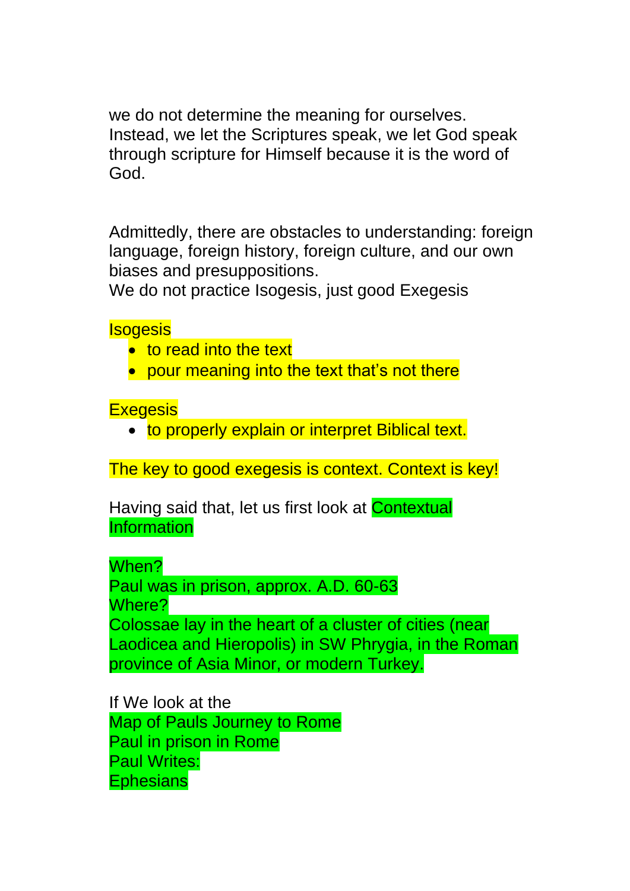we do not determine the meaning for ourselves. Instead, we let the Scriptures speak, we let God speak through scripture for Himself because it is the word of God.

Admittedly, there are obstacles to understanding: foreign language, foreign history, foreign culture, and our own biases and presuppositions.
We do not practice Isogesis, just good Exegesis

Isogesis

- to read into the text
- pour meaning into the text that's not there

Exegesis

- to properly explain or interpret Biblical text.

The key to good exegesis is context. Context is key!

Having said that, let us first look at Contextual Information

When?
Paul was in prison, approx. A.D. 60-63
Where?
Colossae lay in the heart of a cluster of cities (near Laodicea and Hieropolis) in SW Phrygia, in the Roman province of Asia Minor, or modern Turkey.

If We look at the
Map of Pauls Journey to Rome
Paul in prison in Rome
Paul Writes:
Ephesians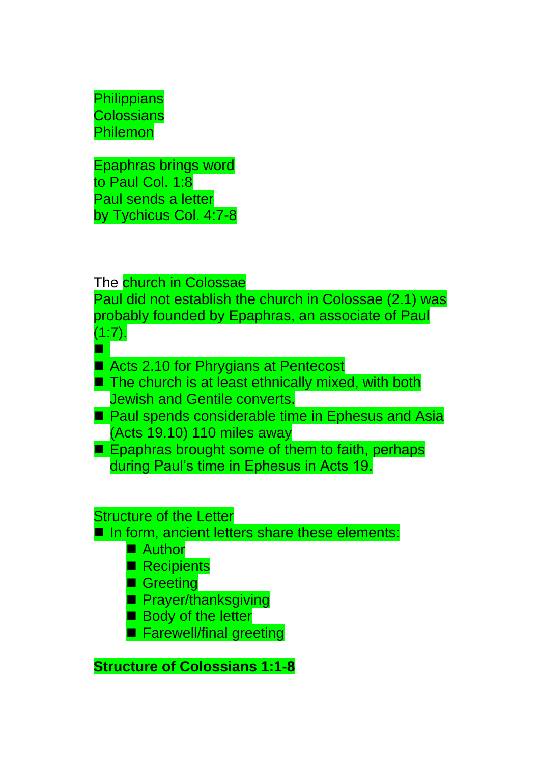Philippians
Colossians
Philemon

Epaphras brings word
to Paul Col. 1:8
Paul sends a letter
by Tychicus Col. 4:7-8

The church in Colossae
Paul did not establish the church in Colossae (2.1) was probably founded by Epaphras, an associate of Paul (1:7).

- 
- Acts 2.10 for Phrygians at Pentecost
- The church is at least ethnically mixed, with both Jewish and Gentile converts.
- Paul spends considerable time in Ephesus and Asia (Acts 19.10) 110 miles away
- Epaphras brought some of them to faith, perhaps during Paul's time in Ephesus in Acts 19.

Structure of the Letter

- In form, ancient letters share these elements:
    - Author
    - Recipients
    - Greeting
    - Prayer/thanksgiving
    - Body of the letter
    - Farewell/final greeting

**Structure of Colossians 1:1-8**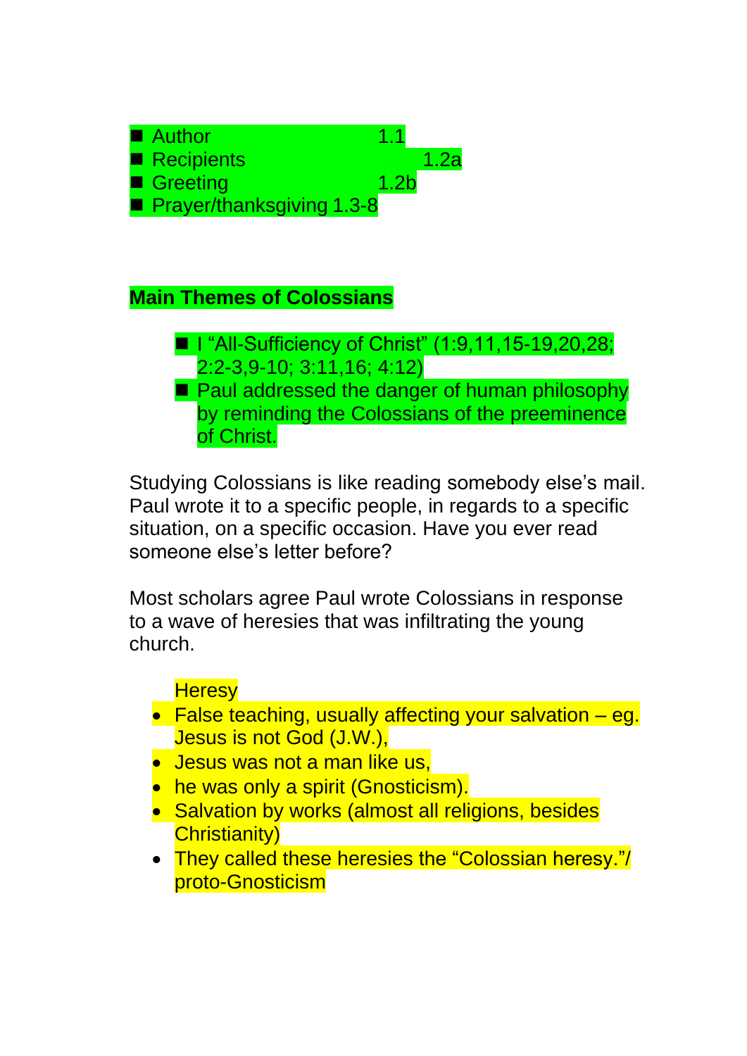- Author 1.1
- Recipients 1.2a
- Greeting 1.2b
- Prayer/thanksgiving 1.3-8

**Main Themes of Colossians**

- I “All-Sufficiency of Christ” (1:9,11,15-19,20,28; 2:2-3,9-10; 3:11,16; 4:12)
- Paul addressed the danger of human philosophy by reminding the Colossians of the preeminence of Christ.

Studying Colossians is like reading somebody else’s mail. Paul wrote it to a specific people, in regards to a specific situation, on a specific occasion. Have you ever read someone else’s letter before?

Most scholars agree Paul wrote Colossians in response to a wave of heresies that was infiltrating the young church.

Heresy

- False teaching, usually affecting your salvation – eg. Jesus is not God (J.W.),
- Jesus was not a man like us,
- he was only a spirit (Gnosticism).
- Salvation by works (almost all religions, besides Christianity)
- They called these heresies the “Colossian heresy.”/ proto-Gnosticism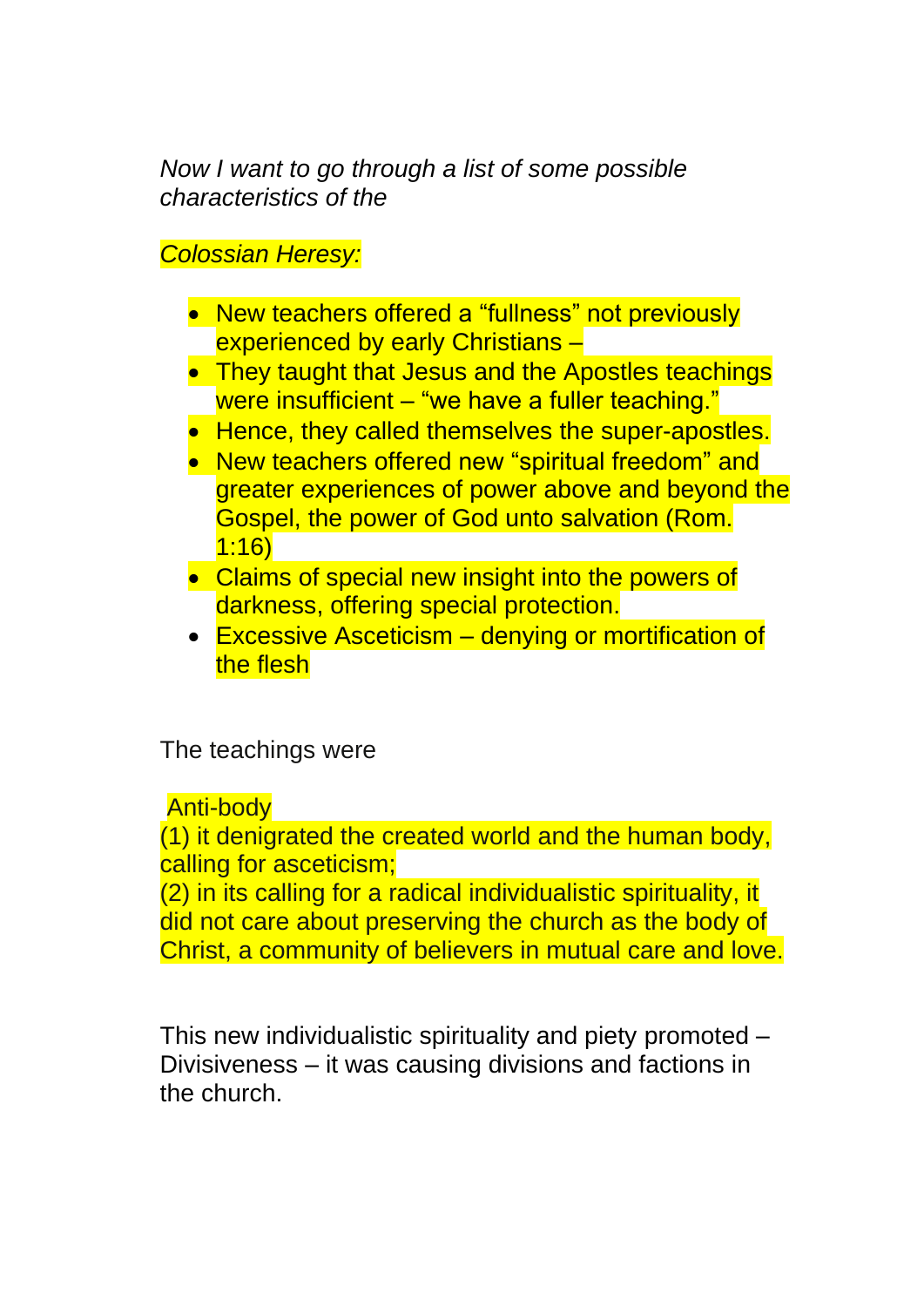*Now I want to go through a list of some possible characteristics of the*

*Colossian Heresy:*

- New teachers offered a “fullness” not previously experienced by early Christians –
- They taught that Jesus and the Apostles teachings were insufficient – “we have a fuller teaching.”
- Hence, they called themselves the super-apostles.
- New teachers offered new “spiritual freedom” and greater experiences of power above and beyond the Gospel, the power of God unto salvation (Rom. 1:16)
- Claims of special new insight into the powers of darkness, offering special protection.
- Excessive Asceticism – denying or mortification of the flesh

The teachings were

Anti-body
(1) it denigrated the created world and the human body, calling for asceticism;
(2) in its calling for a radical individualistic spirituality, it did not care about preserving the church as the body of Christ, a community of believers in mutual care and love.

This new individualistic spirituality and piety promoted – Divisiveness – it was causing divisions and factions in the church.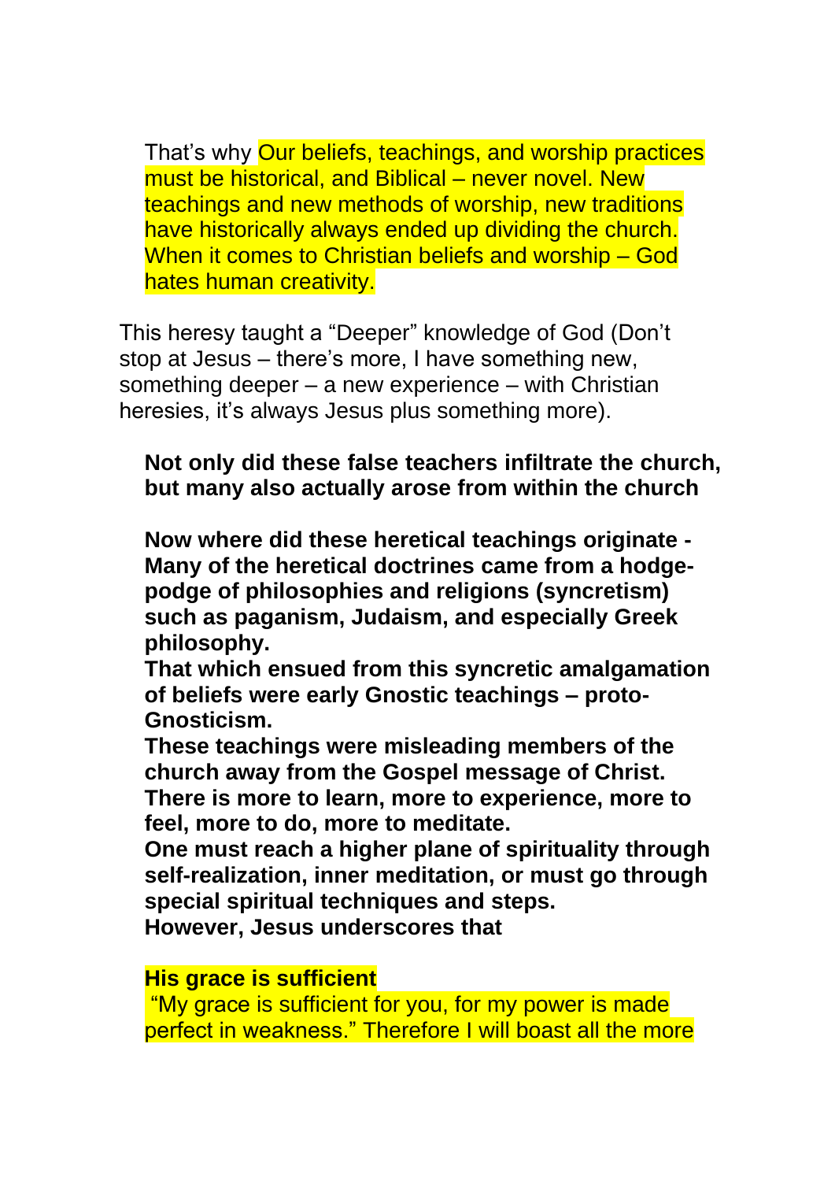That's why Our beliefs, teachings, and worship practices must be historical, and Biblical – never novel. New teachings and new methods of worship, new traditions have historically always ended up dividing the church. When it comes to Christian beliefs and worship – God hates human creativity.

This heresy taught a "Deeper" knowledge of God (Don't stop at Jesus – there's more, I have something new, something deeper – a new experience – with Christian heresies, it's always Jesus plus something more).

**Not only did these false teachers infiltrate the church, but many also actually arose from within the church**

**Now where did these heretical teachings originate - Many of the heretical doctrines came from a hodge-podge of philosophies and religions (syncretism) such as paganism, Judaism, and especially Greek philosophy.**
**That which ensued from this syncretic amalgamation of beliefs were early Gnostic teachings – proto-Gnosticism.**
**These teachings were misleading members of the church away from the Gospel message of Christ.**
**There is more to learn, more to experience, more to feel, more to do, more to meditate.**
**One must reach a higher plane of spirituality through self-realization, inner meditation, or must go through special spiritual techniques and steps.**
**However, Jesus underscores that**

**His grace is sufficient**
"My grace is sufficient for you, for my power is made perfect in weakness." Therefore I will boast all the more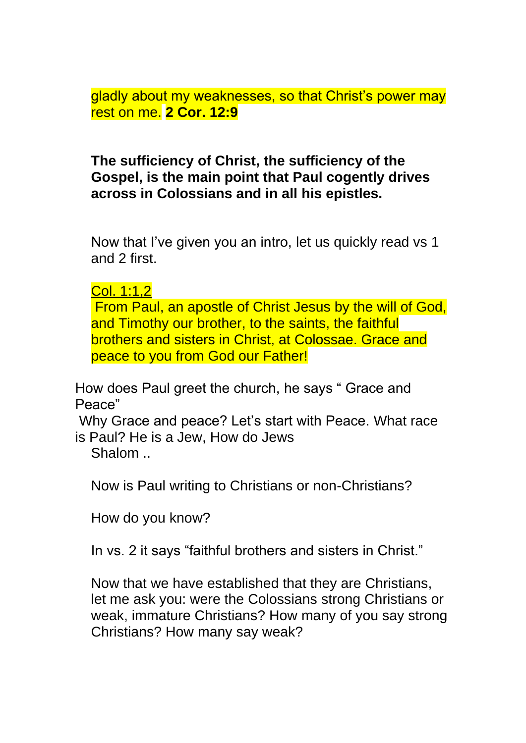gladly about my weaknesses, so that Christ's power may rest on me. **2 Cor. 12:9**

**The sufficiency of Christ, the sufficiency of the Gospel, is the main point that Paul cogently drives across in Colossians and in all his epistles.**

Now that I've given you an intro, let us quickly read vs 1 and 2 first.

Col. 1:1,2

From Paul, an apostle of Christ Jesus by the will of God, and Timothy our brother, to the saints, the faithful brothers and sisters in Christ, at Colossae. Grace and peace to you from God our Father!

How does Paul greet the church, he says " Grace and Peace"

Why Grace and peace? Let's start with Peace. What race is Paul? He is a Jew, How do Jews

Shalom ..

Now is Paul writing to Christians or non-Christians?

How do you know?

In vs. 2 it says "faithful brothers and sisters in Christ."

Now that we have established that they are Christians, let me ask you: were the Colossians strong Christians or weak, immature Christians? How many of you say strong Christians? How many say weak?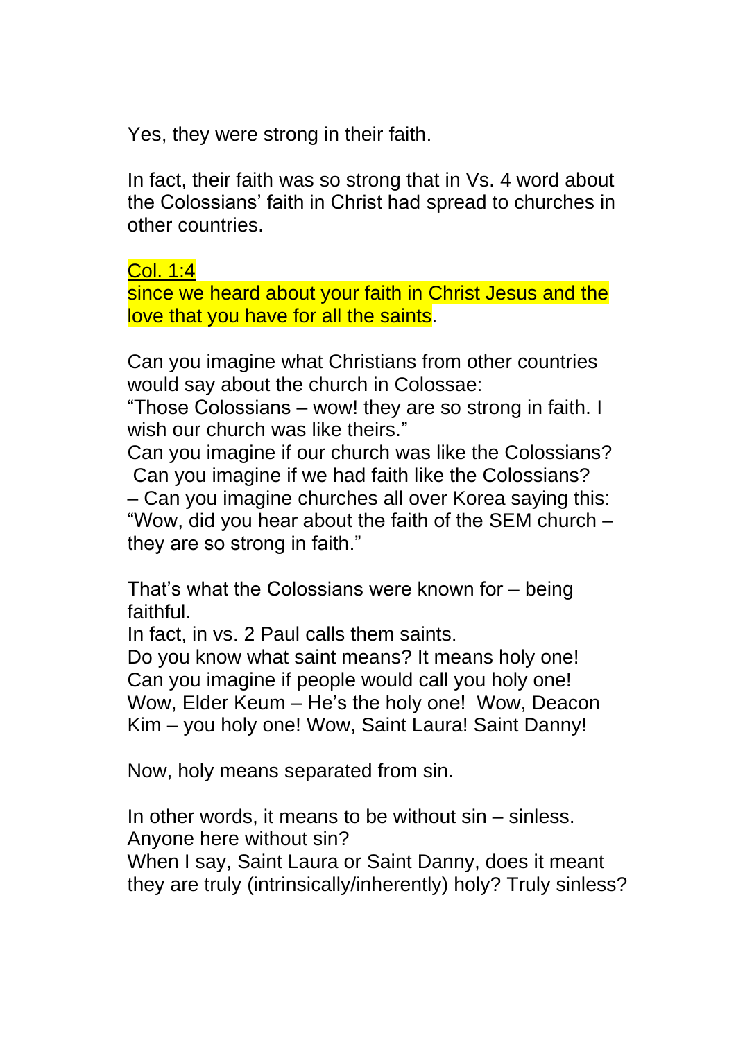Yes, they were strong in their faith.

In fact, their faith was so strong that in Vs. 4 word about the Colossians' faith in Christ had spread to churches in other countries.

Col. 1:4
since we heard about your faith in Christ Jesus and the love that you have for all the saints.

Can you imagine what Christians from other countries would say about the church in Colossae:
"Those Colossians – wow! they are so strong in faith. I wish our church was like theirs."
Can you imagine if our church was like the Colossians?
Can you imagine if we had faith like the Colossians?
– Can you imagine churches all over Korea saying this: "Wow, did you hear about the faith of the SEM church – they are so strong in faith."

That's what the Colossians were known for – being faithful.
In fact, in vs. 2 Paul calls them saints.
Do you know what saint means? It means holy one!
Can you imagine if people would call you holy one!
Wow, Elder Keum – He's the holy one! Wow, Deacon Kim – you holy one! Wow, Saint Laura! Saint Danny!

Now, holy means separated from sin.

In other words, it means to be without sin – sinless.
Anyone here without sin?
When I say, Saint Laura or Saint Danny, does it meant they are truly (intrinsically/inherently) holy? Truly sinless?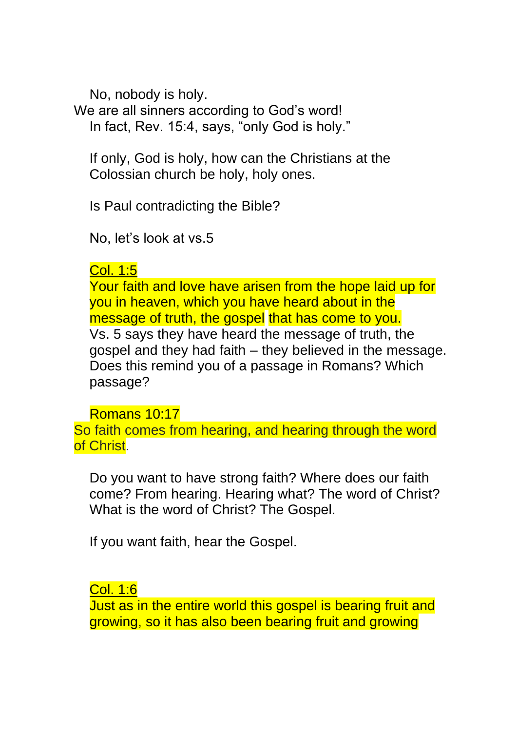No, nobody is holy.
We are all sinners according to God's word!
In fact, Rev. 15:4, says, "only God is holy."

If only, God is holy, how can the Christians at the Colossian church be holy, holy ones.

Is Paul contradicting the Bible?

No, let's look at vs.5

Col. 1:5
Your faith and love have arisen from the hope laid up for you in heaven, which you have heard about in the message of truth, the gospel that has come to you.
Vs. 5 says they have heard the message of truth, the gospel and they had faith – they believed in the message. Does this remind you of a passage in Romans? Which passage?

Romans 10:17
So faith comes from hearing, and hearing through the word of Christ.

Do you want to have strong faith? Where does our faith come? From hearing. Hearing what? The word of Christ? What is the word of Christ? The Gospel.

If you want faith, hear the Gospel.

Col. 1:6
Just as in the entire world this gospel is bearing fruit and growing, so it has also been bearing fruit and growing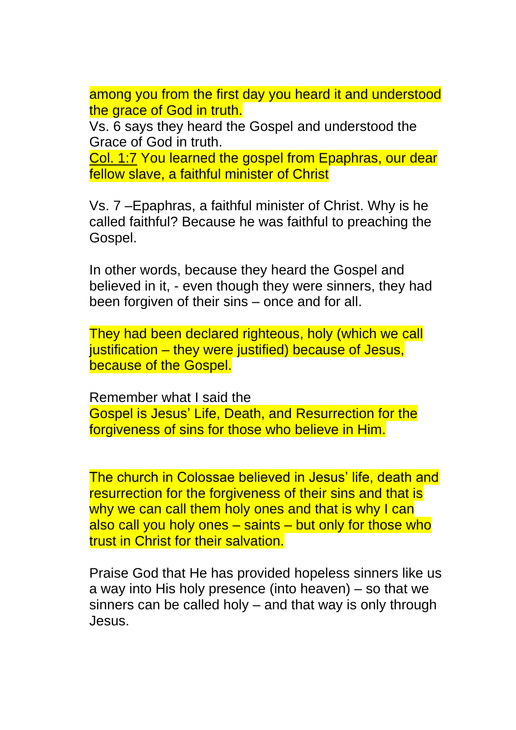among you from the first day you heard it and understood the grace of God in truth.

Vs. 6 says they heard the Gospel and understood the Grace of God in truth.

Col. 1:7 You learned the gospel from Epaphras, our dear fellow slave, a faithful minister of Christ

Vs. 7 –Epaphras, a faithful minister of Christ. Why is he called faithful? Because he was faithful to preaching the Gospel.

In other words, because they heard the Gospel and believed in it, - even though they were sinners, they had been forgiven of their sins – once and for all.

They had been declared righteous, holy (which we call justification – they were justified) because of Jesus, because of the Gospel.

Remember what I said the
Gospel is Jesus' Life, Death, and Resurrection for the forgiveness of sins for those who believe in Him.

The church in Colossae believed in Jesus' life, death and resurrection for the forgiveness of their sins and that is why we can call them holy ones and that is why I can also call you holy ones – saints – but only for those who trust in Christ for their salvation.

Praise God that He has provided hopeless sinners like us a way into His holy presence (into heaven) – so that we sinners can be called holy – and that way is only through Jesus.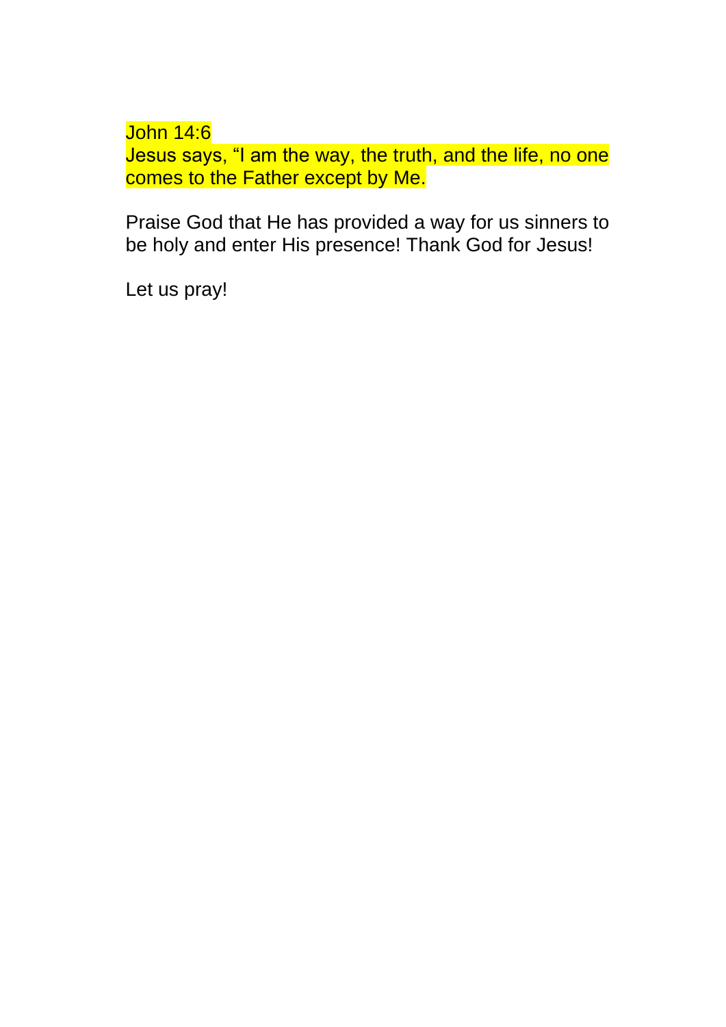John 14:6
Jesus says, “I am the way, the truth, and the life, no one comes to the Father except by Me.

Praise God that He has provided a way for us sinners to be holy and enter His presence! Thank God for Jesus!

Let us pray!